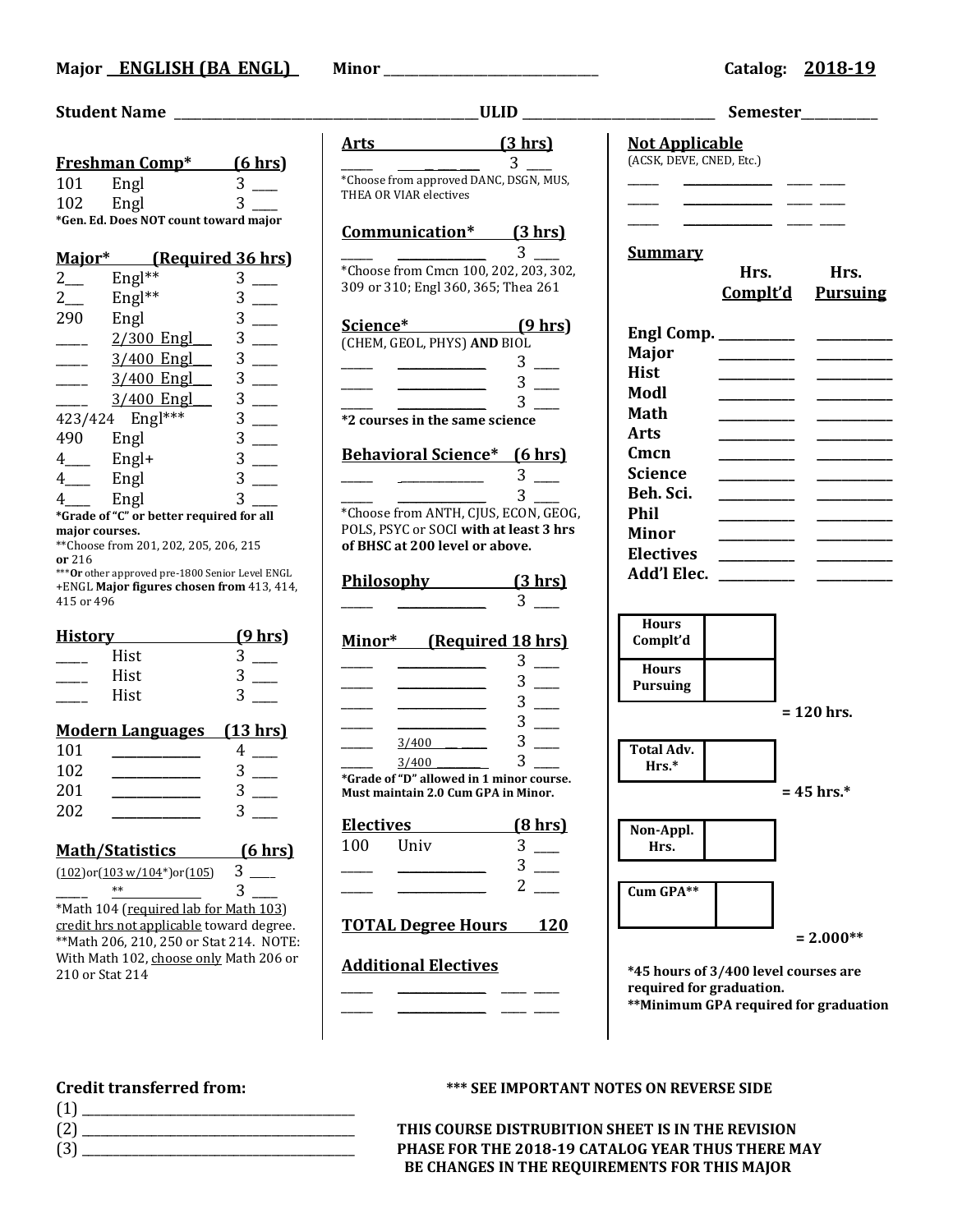**Major ENGLISH (BA ENGL)** **Minor** ________________ **Catalog: 2018-19**

**Student Name** ________________ **ULID** ________________ **Semester** ________

**Freshman Comp* (6 hrs)**

| | | |
|---|---|---|
| 101 | Engl | 3 ___ |
| 102 | Engl | 3 ___ |

***Gen. Ed. Does NOT count toward major**

**Major* (Required 36 hrs)**

| | | |
|---|---|---|
| 2___ | Engl** | 3 ___ |
| 2___ | Engl** | 3 ___ |
| 290 | Engl | 3 ___ |
| ____ | 2/300 Engl___ | 3 ___ |
| ____ | 3/400 Engl___ | 3 ___ |
| ____ | 3/400 Engl___ | 3 ___ |
| ____ | 3/400 Engl___ | 3 ___ |
| 423/424 | Engl*** | 3 ___ |
| 490 | Engl | 3 ___ |
| 4___ | Engl+ | 3 ___ |
| 4___ | Engl | 3 ___ |
| 4___ | Engl | 3 ___ |

***Grade of "C" or better required for all major courses.**
**Choose from 201, 202, 205, 206, 215 **or** 216
*****Or** other approved pre-1800 Senior Level ENGL
+ENGL **Major figures chosen from** 413, 414, 415 or 496

**History (9 hrs)**

| | | |
|---|---|---|
| ____ | Hist | 3 ___ |
| ____ | Hist | 3 ___ |
| ____ | Hist | 3 ___ |

**Modern Languages (13 hrs)**

| | | |
|---|---|---|
| 101 | __________ | 4 ___ |
| 102 | __________ | 3 ___ |
| 201 | __________ | 3 ___ |
| 202 | __________ | 3 ___ |

**Math/Statistics (6 hrs)**

| | | |
|---|---|---|
| (102)or(103 w/104*)or(105) | | 3 ___ |
| ____ | ** | 3 ___ |

*Math 104 (required lab for Math 103) credit hrs not applicable toward degree.
**Math 206, 210, 250 or Stat 214. NOTE: With Math 102, choose only Math 206 or 210 or Stat 214

**Arts (3 hrs)**

| | | |
|---|---|---|
| ____ | __________ | 3 ___ |

*Choose from approved DANC, DSGN, MUS, THEA OR VIAR electives

**Communication* (3 hrs)**

| | | |
|---|---|---|
| ____ | __________ | 3 ___ |

*Choose from Cmcn 100, 202, 203, 302, 309 or 310; Engl 360, 365; Thea 261

**Science* (9 hrs)**
(CHEM, GEOL, PHYS) **AND** BIOL

| | | |
|---|---|---|
| ____ | __________ | 3 ___ |
| ____ | __________ | 3 ___ |
| ____ | __________ | 3 ___ |

***2 courses in the same science**

**Behavioral Science* (6 hrs)**

| | | |
|---|---|---|
| ____ | __________ | 3 ___ |
| ____ | __________ | 3 ___ |

*Choose from ANTH, CJUS, ECON, GEOG, POLS, PSYC or SOCI **with at least 3 hrs of BHSC at 200 level or above.**

**Philosophy (3 hrs)**

| | | |
|---|---|---|
| ____ | __________ | 3 ___ |

**Minor* (Required 18 hrs)**

| | | |
|---|---|---|
| ____ | __________ | 3 ___ |
| ____ | __________ | 3 ___ |
| ____ | __________ | 3 ___ |
| ____ | __________ | 3 ___ |
| ____ | 3/400 ______ | 3 ___ |
| ____ | 3/400 ______ | 3 ___ |

***Grade of "D" allowed in 1 minor course. Must maintain 2.0 Cum GPA in Minor.**

**Electives (8 hrs)**

| | | |
|---|---|---|
| 100 | Univ | 3 ___ |
| ____ | __________ | 3 ___ |
| ____ | __________ | 2 ___ |

**TOTAL Degree Hours 120**

**Additional Electives**

| | | | |
|---|---|---|---|
| ____ | __________ | ___ | ___ |
| ____ | __________ | ___ | ___ |

**Not Applicable**
(ACSK, DEVE, CNED, Etc.)

| | | | |
|---|---|---|---|
| ____ | __________ | ___ | ___ |
| ____ | __________ | ___ | ___ |
| ____ | __________ | ___ | ___ |

**Summary**

| | Hrs. Complt'd | Hrs. Pursuing |
|---|---|---|
| **Engl Comp.** | ______ | ______ |
| **Major** | ______ | ______ |
| **Hist** | ______ | ______ |
| **Modl** | ______ | ______ |
| **Math** | ______ | ______ |
| **Arts** | ______ | ______ |
| **Cmcn** | ______ | ______ |
| **Science** | ______ | ______ |
| **Beh. Sci.** | ______ | ______ |
| **Phil** | ______ | ______ |
| **Minor** | ______ | ______ |
| **Electives** | ______ | ______ |
| **Add'l Elec.** | ______ | ______ |

| | |
|---|---|
| **Hours Complt'd** | |
| **Hours Pursuing** | |

**= 120 hrs.**

| | |
|---|---|
| **Total Adv. Hrs.*** | |

**= 45 hrs.***

| | |
|---|---|
| **Non-Appl. Hrs.** | |

| | |
|---|---|
| **Cum GPA**** | |

**= 2.000****

***45 hours of 3/400 level courses are required for graduation.**
****Minimum GPA required for graduation**

**Credit transferred from:**
(1) ________________
(2) ________________
(3) ________________

**\*\*\* SEE IMPORTANT NOTES ON REVERSE SIDE**

**THIS COURSE DISTRUBITION SHEET IS IN THE REVISION PHASE FOR THE 2018-19 CATALOG YEAR THUS THERE MAY BE CHANGES IN THE REQUIREMENTS FOR THIS MAJOR**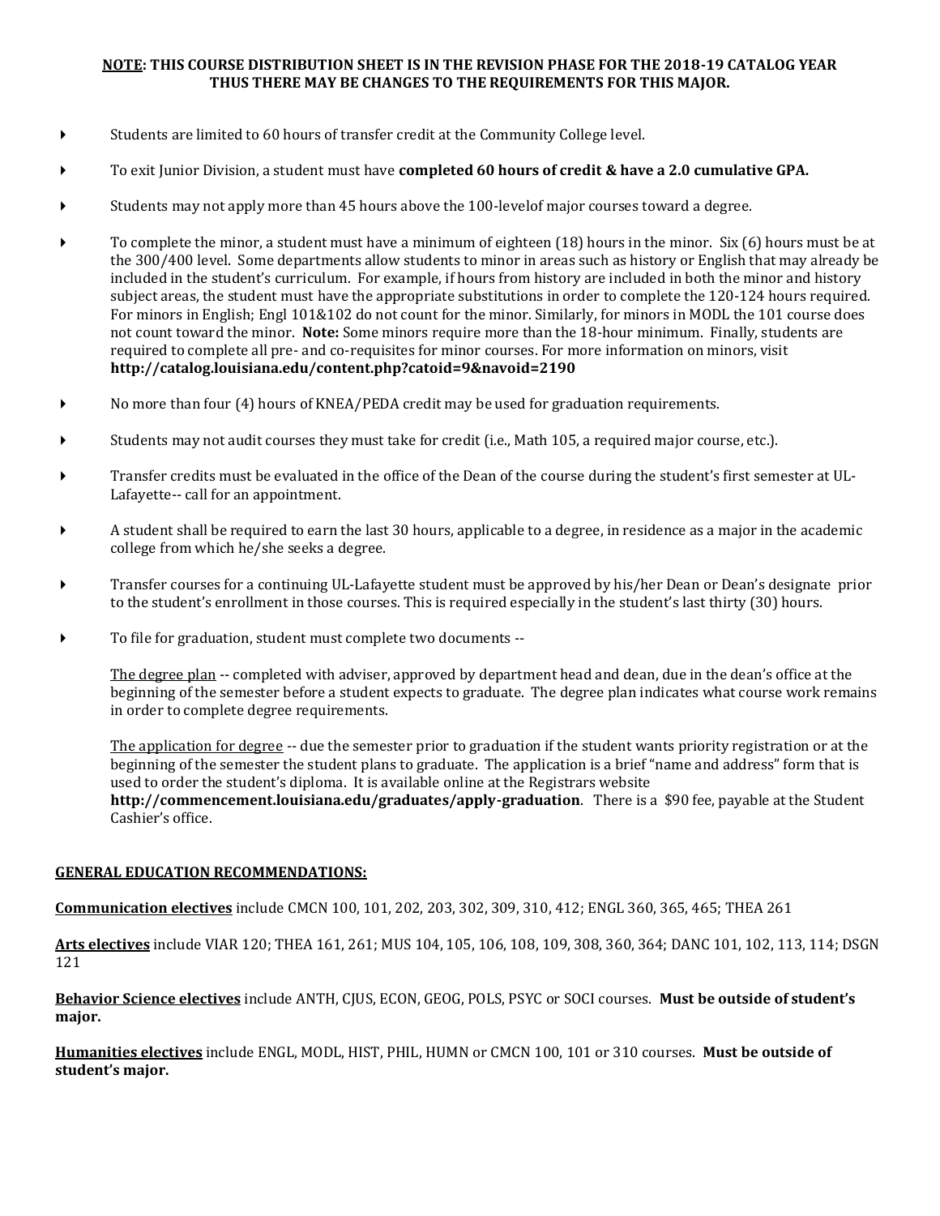**NOTE: THIS COURSE DISTRIBUTION SHEET IS IN THE REVISION PHASE FOR THE 2018-19 CATALOG YEAR THUS THERE MAY BE CHANGES TO THE REQUIREMENTS FOR THIS MAJOR.**

- Students are limited to 60 hours of transfer credit at the Community College level.
- To exit Junior Division, a student must have **completed 60 hours of credit & have a 2.0 cumulative GPA.**
- Students may not apply more than 45 hours above the 100-levelof major courses toward a degree.
- To complete the minor, a student must have a minimum of eighteen (18) hours in the minor. Six (6) hours must be at the 300/400 level. Some departments allow students to minor in areas such as history or English that may already be included in the student's curriculum. For example, if hours from history are included in both the minor and history subject areas, the student must have the appropriate substitutions in order to complete the 120-124 hours required. For minors in English; Engl 101&102 do not count for the minor. Similarly, for minors in MODL the 101 course does not count toward the minor. **Note:** Some minors require more than the 18-hour minimum. Finally, students are required to complete all pre- and co-requisites for minor courses. For more information on minors, visit **http://catalog.louisiana.edu/content.php?catoid=9&navoid=2190**
- No more than four (4) hours of KNEA/PEDA credit may be used for graduation requirements.
- Students may not audit courses they must take for credit (i.e., Math 105, a required major course, etc.).
- Transfer credits must be evaluated in the office of the Dean of the course during the student's first semester at UL-Lafayette-- call for an appointment.
- A student shall be required to earn the last 30 hours, applicable to a degree, in residence as a major in the academic college from which he/she seeks a degree.
- Transfer courses for a continuing UL-Lafayette student must be approved by his/her Dean or Dean's designate prior to the student's enrollment in those courses. This is required especially in the student's last thirty (30) hours.
- To file for graduation, student must complete two documents --

  The degree plan -- completed with adviser, approved by department head and dean, due in the dean's office at the beginning of the semester before a student expects to graduate. The degree plan indicates what course work remains in order to complete degree requirements.

  The application for degree -- due the semester prior to graduation if the student wants priority registration or at the beginning of the semester the student plans to graduate. The application is a brief "name and address" form that is used to order the student's diploma. It is available online at the Registrars website **http://commencement.louisiana.edu/graduates/apply-graduation**. There is a $90 fee, payable at the Student Cashier's office.

**GENERAL EDUCATION RECOMMENDATIONS:**

**Communication electives** include CMCN 100, 101, 202, 203, 302, 309, 310, 412; ENGL 360, 365, 465; THEA 261

**Arts electives** include VIAR 120; THEA 161, 261; MUS 104, 105, 106, 108, 109, 308, 360, 364; DANC 101, 102, 113, 114; DSGN 121

**Behavior Science electives** include ANTH, CJUS, ECON, GEOG, POLS, PSYC or SOCI courses. **Must be outside of student's major.**

**Humanities electives** include ENGL, MODL, HIST, PHIL, HUMN or CMCN 100, 101 or 310 courses. **Must be outside of student's major.**